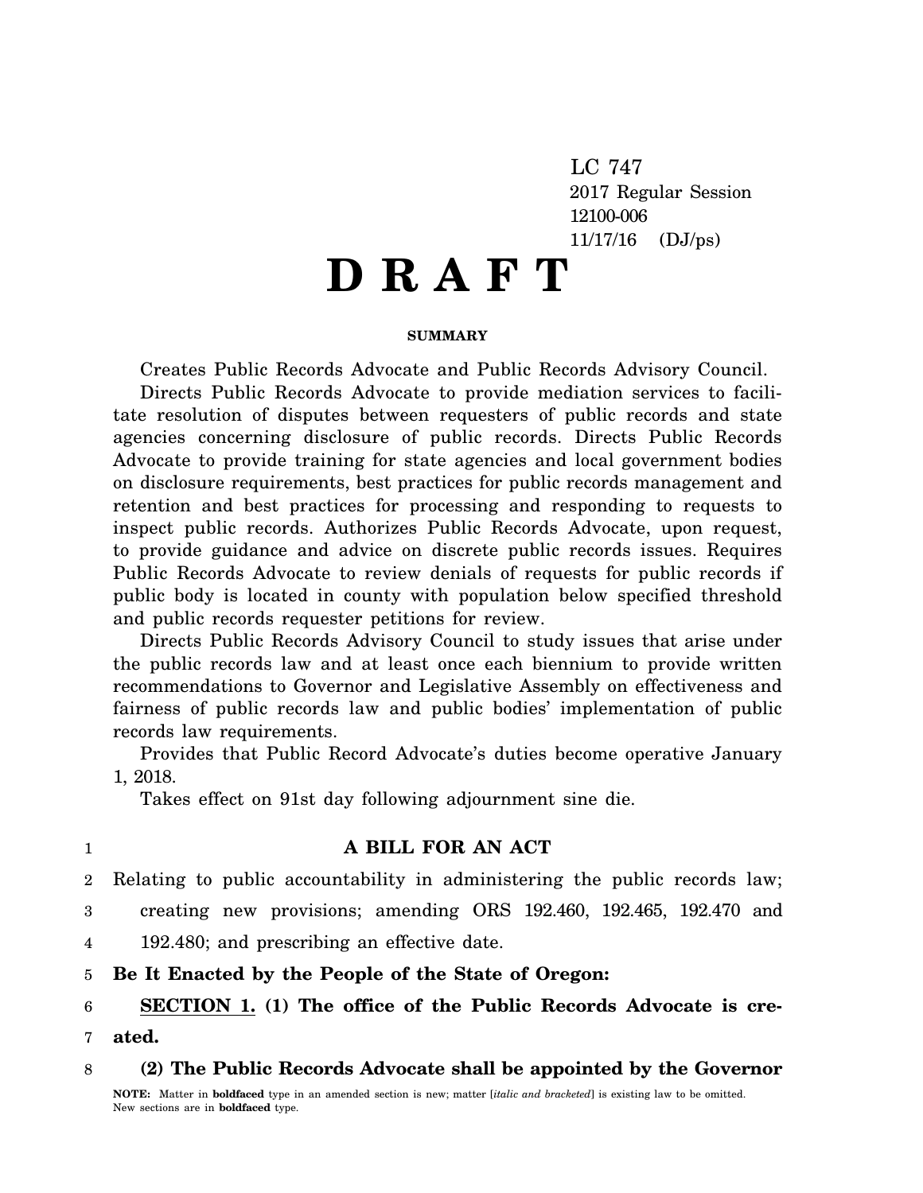LC 747
2017 Regular Session
12100-006
11/17/16 (DJ/ps)

# D R A F T

**SUMMARY**

Creates Public Records Advocate and Public Records Advisory Council.

Directs Public Records Advocate to provide mediation services to facilitate resolution of disputes between requesters of public records and state agencies concerning disclosure of public records. Directs Public Records Advocate to provide training for state agencies and local government bodies on disclosure requirements, best practices for public records management and retention and best practices for processing and responding to requests to inspect public records. Authorizes Public Records Advocate, upon request, to provide guidance and advice on discrete public records issues. Requires Public Records Advocate to review denials of requests for public records if public body is located in county with population below specified threshold and public records requester petitions for review.

Directs Public Records Advisory Council to study issues that arise under the public records law and at least once each biennium to provide written recommendations to Governor and Legislative Assembly on effectiveness and fairness of public records law and public bodies' implementation of public records law requirements.

Provides that Public Record Advocate's duties become operative January 1, 2018.

Takes effect on 91st day following adjournment sine die.

1 **A BILL FOR AN ACT**

2 Relating to public accountability in administering the public records law;
3 creating new provisions; amending ORS 192.460, 192.465, 192.470 and
4 192.480; and prescribing an effective date.

5 **Be It Enacted by the People of the State of Oregon:**

6 **SECTION 1. (1) The office of the Public Records Advocate is cre-**
7 **ated.**

8 **(2) The Public Records Advocate shall be appointed by the Governor**

**NOTE:** Matter in **boldfaced** type in an amended section is new; matter [*italic and bracketed*] is existing law to be omitted. New sections are in **boldfaced** type.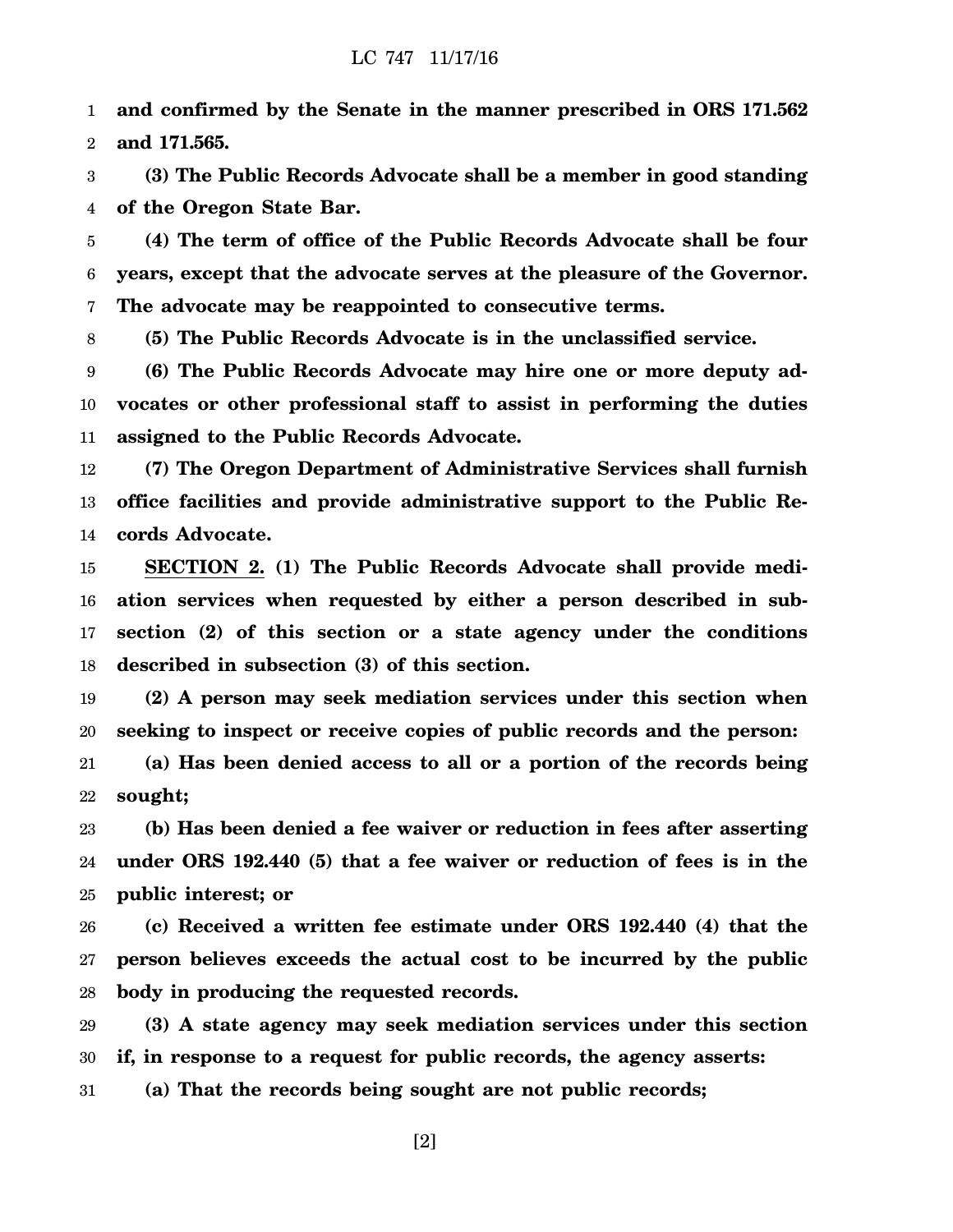**and confirmed by the Senate in the manner prescribed in ORS 171.562 and 171.565.**

**(3) The Public Records Advocate shall be a member in good standing of the Oregon State Bar.**

**(4) The term of office of the Public Records Advocate shall be four years, except that the advocate serves at the pleasure of the Governor. The advocate may be reappointed to consecutive terms.**

**(5) The Public Records Advocate is in the unclassified service.**

**(6) The Public Records Advocate may hire one or more deputy advocates or other professional staff to assist in performing the duties assigned to the Public Records Advocate.**

**(7) The Oregon Department of Administrative Services shall furnish office facilities and provide administrative support to the Public Records Advocate.**

**SECTION 2. (1) The Public Records Advocate shall provide mediation services when requested by either a person described in subsection (2) of this section or a state agency under the conditions described in subsection (3) of this section.**

**(2) A person may seek mediation services under this section when seeking to inspect or receive copies of public records and the person:**

**(a) Has been denied access to all or a portion of the records being sought;**

**(b) Has been denied a fee waiver or reduction in fees after asserting under ORS 192.440 (5) that a fee waiver or reduction of fees is in the public interest; or**

**(c) Received a written fee estimate under ORS 192.440 (4) that the person believes exceeds the actual cost to be incurred by the public body in producing the requested records.**

**(3) A state agency may seek mediation services under this section if, in response to a request for public records, the agency asserts:**

**(a) That the records being sought are not public records;**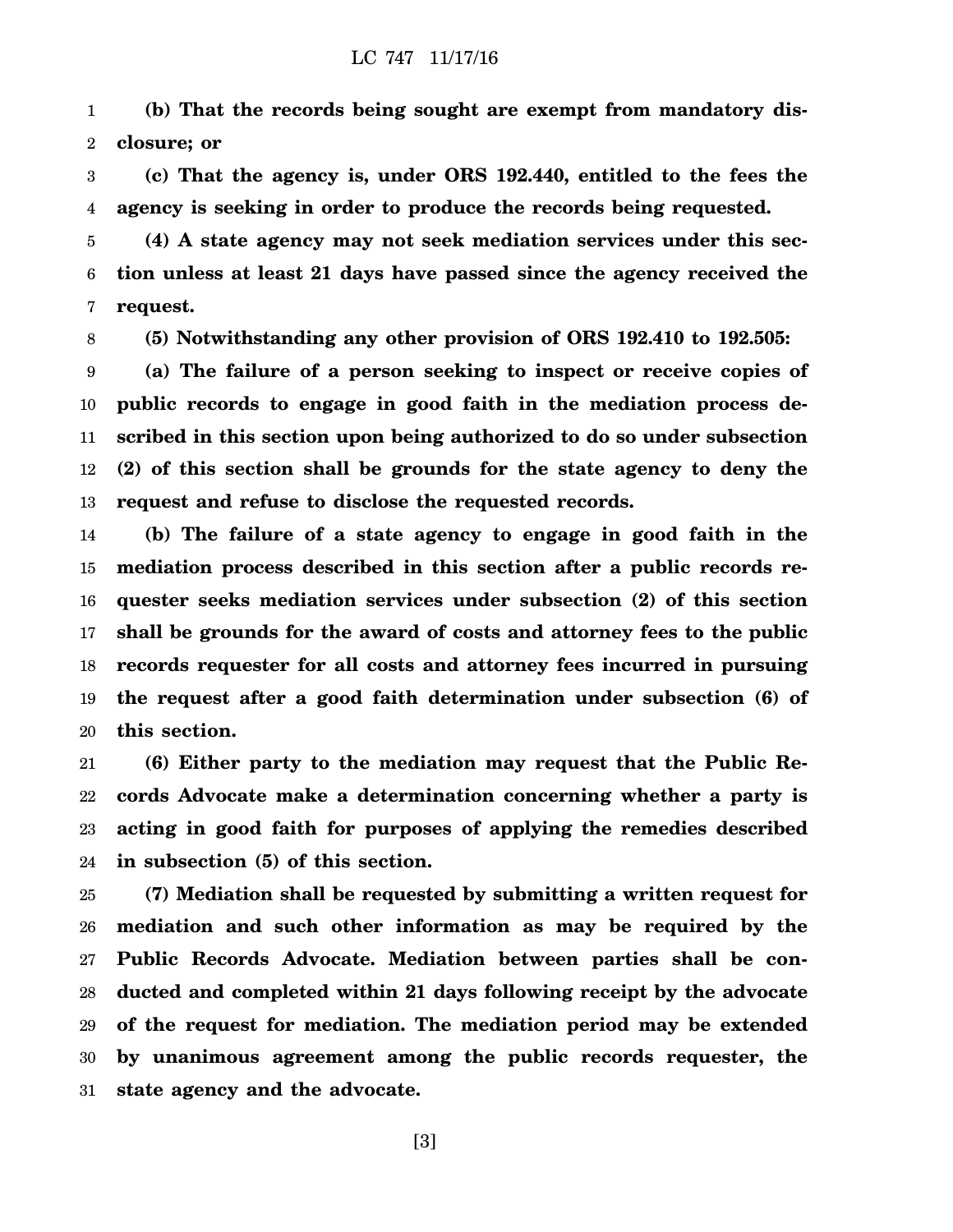**(b) That the records being sought are exempt from mandatory disclosure; or**

**(c) That the agency is, under ORS 192.440, entitled to the fees the agency is seeking in order to produce the records being requested.**

**(4) A state agency may not seek mediation services under this section unless at least 21 days have passed since the agency received the request.**

**(5) Notwithstanding any other provision of ORS 192.410 to 192.505:**

**(a) The failure of a person seeking to inspect or receive copies of public records to engage in good faith in the mediation process described in this section upon being authorized to do so under subsection (2) of this section shall be grounds for the state agency to deny the request and refuse to disclose the requested records.**

**(b) The failure of a state agency to engage in good faith in the mediation process described in this section after a public records requester seeks mediation services under subsection (2) of this section shall be grounds for the award of costs and attorney fees to the public records requester for all costs and attorney fees incurred in pursuing the request after a good faith determination under subsection (6) of this section.**

**(6) Either party to the mediation may request that the Public Records Advocate make a determination concerning whether a party is acting in good faith for purposes of applying the remedies described in subsection (5) of this section.**

**(7) Mediation shall be requested by submitting a written request for mediation and such other information as may be required by the Public Records Advocate. Mediation between parties shall be conducted and completed within 21 days following receipt by the advocate of the request for mediation. The mediation period may be extended by unanimous agreement among the public records requester, the state agency and the advocate.**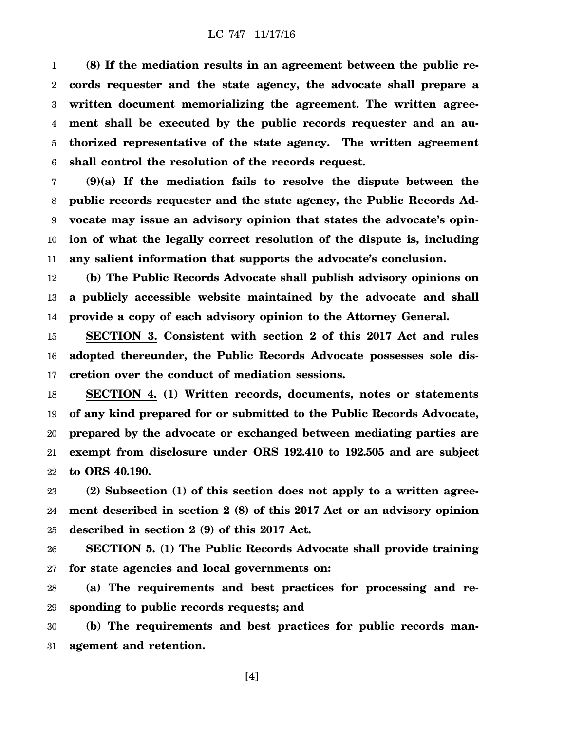**(8) If the mediation results in an agreement between the public records requester and the state agency, the advocate shall prepare a written document memorializing the agreement. The written agreement shall be executed by the public records requester and an authorized representative of the state agency. The written agreement shall control the resolution of the records request.**

**(9)(a) If the mediation fails to resolve the dispute between the public records requester and the state agency, the Public Records Advocate may issue an advisory opinion that states the advocate's opinion of what the legally correct resolution of the dispute is, including any salient information that supports the advocate's conclusion.**

**(b) The Public Records Advocate shall publish advisory opinions on a publicly accessible website maintained by the advocate and shall provide a copy of each advisory opinion to the Attorney General.**

**SECTION 3. Consistent with section 2 of this 2017 Act and rules adopted thereunder, the Public Records Advocate possesses sole discretion over the conduct of mediation sessions.**

**SECTION 4. (1) Written records, documents, notes or statements of any kind prepared for or submitted to the Public Records Advocate, prepared by the advocate or exchanged between mediating parties are exempt from disclosure under ORS 192.410 to 192.505 and are subject to ORS 40.190.**

**(2) Subsection (1) of this section does not apply to a written agreement described in section 2 (8) of this 2017 Act or an advisory opinion described in section 2 (9) of this 2017 Act.**

**SECTION 5. (1) The Public Records Advocate shall provide training for state agencies and local governments on:**

**(a) The requirements and best practices for processing and responding to public records requests; and**

**(b) The requirements and best practices for public records management and retention.**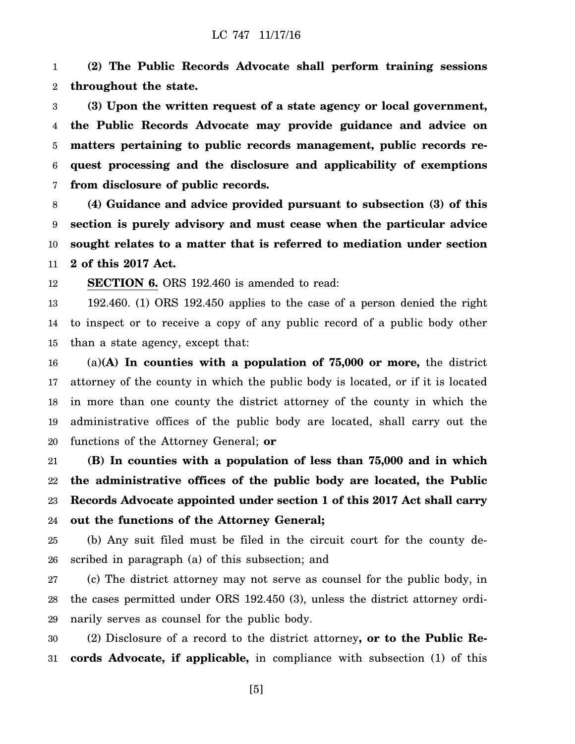**(2) The Public Records Advocate shall perform training sessions throughout the state.**

**(3) Upon the written request of a state agency or local government, the Public Records Advocate may provide guidance and advice on matters pertaining to public records management, public records request processing and the disclosure and applicability of exemptions from disclosure of public records.**

**(4) Guidance and advice provided pursuant to subsection (3) of this section is purely advisory and must cease when the particular advice sought relates to a matter that is referred to mediation under section 2 of this 2017 Act.**

**SECTION 6.** ORS 192.460 is amended to read:

192.460. (1) ORS 192.450 applies to the case of a person denied the right to inspect or to receive a copy of any public record of a public body other than a state agency, except that:

(a)**(A) In counties with a population of 75,000 or more,** the district attorney of the county in which the public body is located, or if it is located in more than one county the district attorney of the county in which the administrative offices of the public body are located, shall carry out the functions of the Attorney General; **or**

**(B) In counties with a population of less than 75,000 and in which the administrative offices of the public body are located, the Public Records Advocate appointed under section 1 of this 2017 Act shall carry out the functions of the Attorney General;**

(b) Any suit filed must be filed in the circuit court for the county described in paragraph (a) of this subsection; and

(c) The district attorney may not serve as counsel for the public body, in the cases permitted under ORS 192.450 (3), unless the district attorney ordinarily serves as counsel for the public body.

(2) Disclosure of a record to the district attorney**, or to the Public Records Advocate, if applicable,** in compliance with subsection (1) of this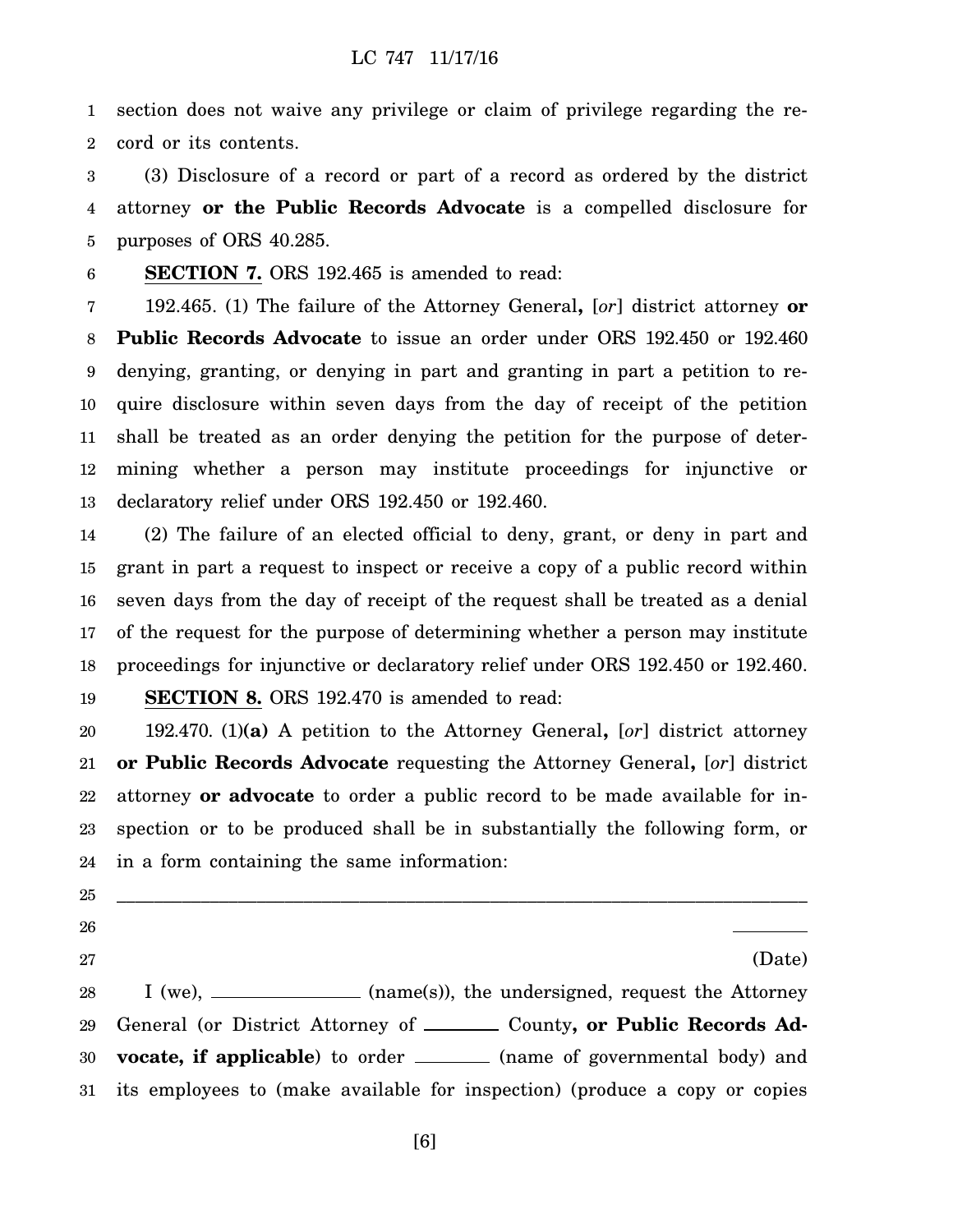section does not waive any privilege or claim of privilege regarding the record or its contents.

(3) Disclosure of a record or part of a record as ordered by the district attorney **or the Public Records Advocate** is a compelled disclosure for purposes of ORS 40.285.

**SECTION 7.** ORS 192.465 is amended to read:

192.465. (1) The failure of the Attorney General**,** [*or*] district attorney **or Public Records Advocate** to issue an order under ORS 192.450 or 192.460 denying, granting, or denying in part and granting in part a petition to require disclosure within seven days from the day of receipt of the petition shall be treated as an order denying the petition for the purpose of determining whether a person may institute proceedings for injunctive or declaratory relief under ORS 192.450 or 192.460.

(2) The failure of an elected official to deny, grant, or deny in part and grant in part a request to inspect or receive a copy of a public record within seven days from the day of receipt of the request shall be treated as a denial of the request for the purpose of determining whether a person may institute proceedings for injunctive or declaratory relief under ORS 192.450 or 192.460.

**SECTION 8.** ORS 192.470 is amended to read:

192.470. (1)**(a)** A petition to the Attorney General**,** [*or*] district attorney **or Public Records Advocate** requesting the Attorney General**,** [*or*] district attorney **or advocate** to order a public record to be made available for inspection or to be produced shall be in substantially the following form, or in a form containing the same information:

---

________
(Date)

I (we), ______________ (name(s)), the undersigned, request the Attorney General (or District Attorney of ________ County**, or Public Records Advocate, if applicable**) to order ________ (name of governmental body) and its employees to (make available for inspection) (produce a copy or copies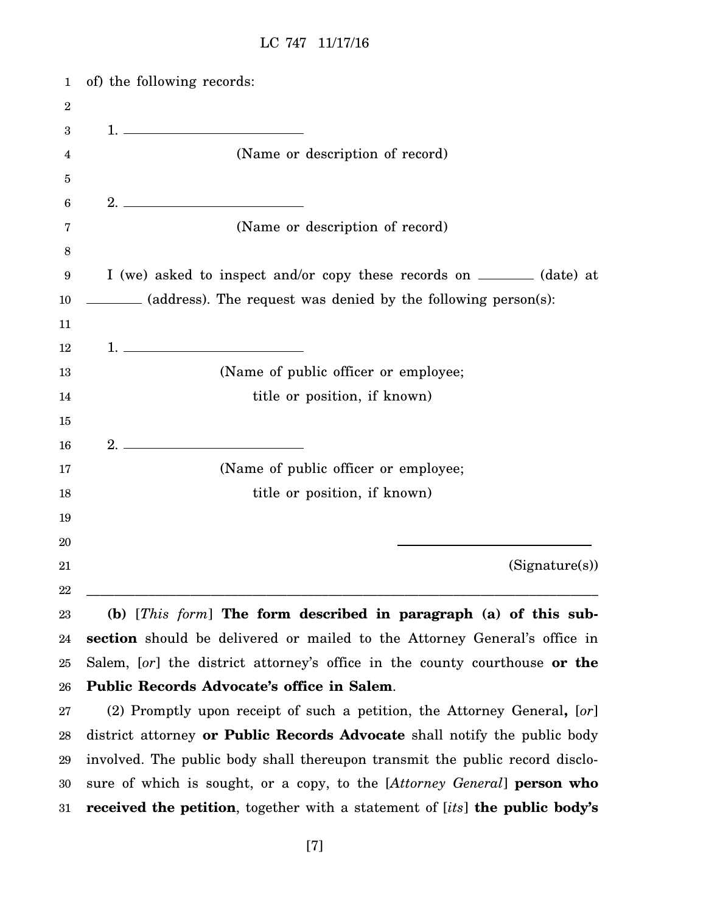of) the following records:

1. \_\_\_\_\_\_\_\_\_\_\_\_\_\_\_\_\_\_\_\_\_\_\_\_

(Name or description of record)

2. \_\_\_\_\_\_\_\_\_\_\_\_\_\_\_\_\_\_\_\_\_\_\_\_

(Name or description of record)

I (we) asked to inspect and/or copy these records on \_\_\_\_\_\_\_\_ (date) at \_\_\_\_\_\_\_\_ (address). The request was denied by the following person(s):

1. \_\_\_\_\_\_\_\_\_\_\_\_\_\_\_\_\_\_\_\_\_\_\_\_

(Name of public officer or employee; title or position, if known)

2. \_\_\_\_\_\_\_\_\_\_\_\_\_\_\_\_\_\_\_\_\_\_\_\_

(Name of public officer or employee; title or position, if known)

\_\_\_\_\_\_\_\_\_\_\_\_\_\_\_\_\_\_\_\_\_\_\_\_

(Signature(s))

---

**(b)** [*This form*] **The form described in paragraph (a) of this subsection** should be delivered or mailed to the Attorney General's office in Salem, [*or*] the district attorney's office in the county courthouse **or the Public Records Advocate's office in Salem**.

(2) Promptly upon receipt of such a petition, the Attorney General**,** [*or*] district attorney **or Public Records Advocate** shall notify the public body involved. The public body shall thereupon transmit the public record disclosure of which is sought, or a copy, to the [*Attorney General*] **person who received the petition**, together with a statement of [*its*] **the public body's**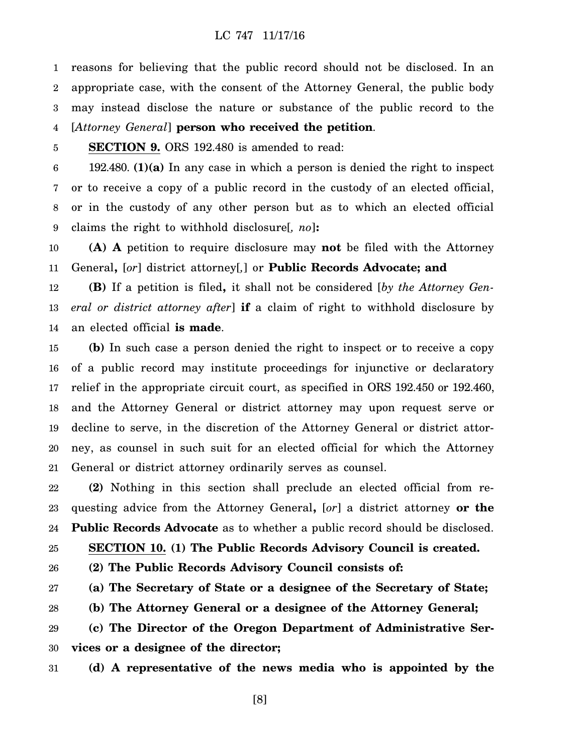reasons for believing that the public record should not be disclosed. In an appropriate case, with the consent of the Attorney General, the public body may instead disclose the nature or substance of the public record to the [*Attorney General*] **person who received the petition**.

**SECTION 9.** ORS 192.480 is amended to read:

192.480. **(1)(a)** In any case in which a person is denied the right to inspect or to receive a copy of a public record in the custody of an elected official, or in the custody of any other person but as to which an elected official claims the right to withhold disclosure[*, no*]**:**

**(A) A** petition to require disclosure may **not** be filed with the Attorney General**,** [*or*] district attorney[*,*] or **Public Records Advocate; and**

**(B)** If a petition is filed**,** it shall not be considered [*by the Attorney General or district attorney after*] **if** a claim of right to withhold disclosure by an elected official **is made**.

**(b)** In such case a person denied the right to inspect or to receive a copy of a public record may institute proceedings for injunctive or declaratory relief in the appropriate circuit court, as specified in ORS 192.450 or 192.460, and the Attorney General or district attorney may upon request serve or decline to serve, in the discretion of the Attorney General or district attorney, as counsel in such suit for an elected official for which the Attorney General or district attorney ordinarily serves as counsel.

**(2)** Nothing in this section shall preclude an elected official from requesting advice from the Attorney General**,** [*or*] a district attorney **or the Public Records Advocate** as to whether a public record should be disclosed.

**SECTION 10. (1) The Public Records Advisory Council is created.**

**(2) The Public Records Advisory Council consists of:**

**(a) The Secretary of State or a designee of the Secretary of State;**

**(b) The Attorney General or a designee of the Attorney General;**

**(c) The Director of the Oregon Department of Administrative Services or a designee of the director;**

**(d) A representative of the news media who is appointed by the**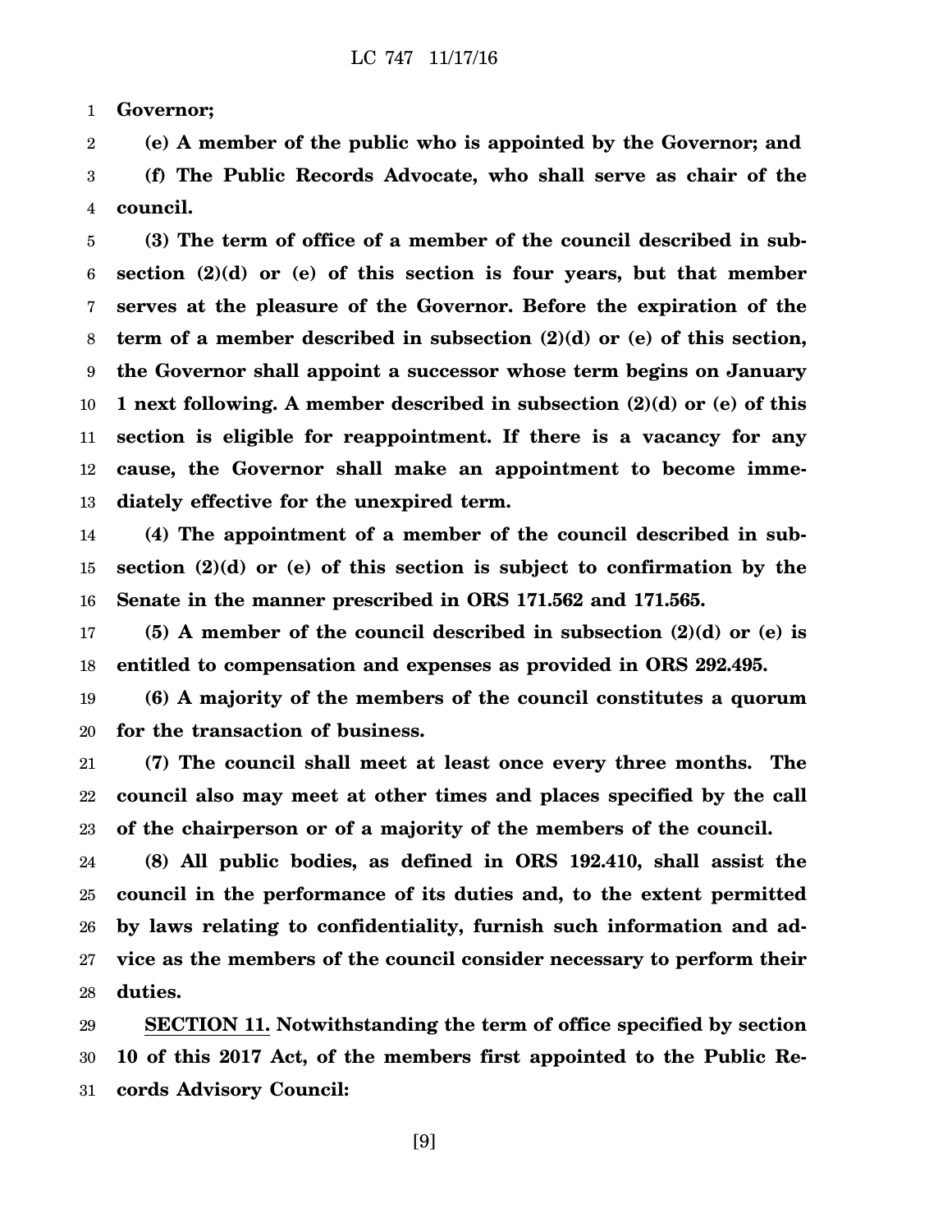**Governor;**

**(e) A member of the public who is appointed by the Governor; and**

**(f) The Public Records Advocate, who shall serve as chair of the council.**

**(3) The term of office of a member of the council described in subsection (2)(d) or (e) of this section is four years, but that member serves at the pleasure of the Governor. Before the expiration of the term of a member described in subsection (2)(d) or (e) of this section, the Governor shall appoint a successor whose term begins on January 1 next following. A member described in subsection (2)(d) or (e) of this section is eligible for reappointment. If there is a vacancy for any cause, the Governor shall make an appointment to become immediately effective for the unexpired term.**

**(4) The appointment of a member of the council described in subsection (2)(d) or (e) of this section is subject to confirmation by the Senate in the manner prescribed in ORS 171.562 and 171.565.**

**(5) A member of the council described in subsection (2)(d) or (e) is entitled to compensation and expenses as provided in ORS 292.495.**

**(6) A majority of the members of the council constitutes a quorum for the transaction of business.**

**(7) The council shall meet at least once every three months. The council also may meet at other times and places specified by the call of the chairperson or of a majority of the members of the council.**

**(8) All public bodies, as defined in ORS 192.410, shall assist the council in the performance of its duties and, to the extent permitted by laws relating to confidentiality, furnish such information and advice as the members of the council consider necessary to perform their duties.**

**SECTION 11. Notwithstanding the term of office specified by section 10 of this 2017 Act, of the members first appointed to the Public Records Advisory Council:**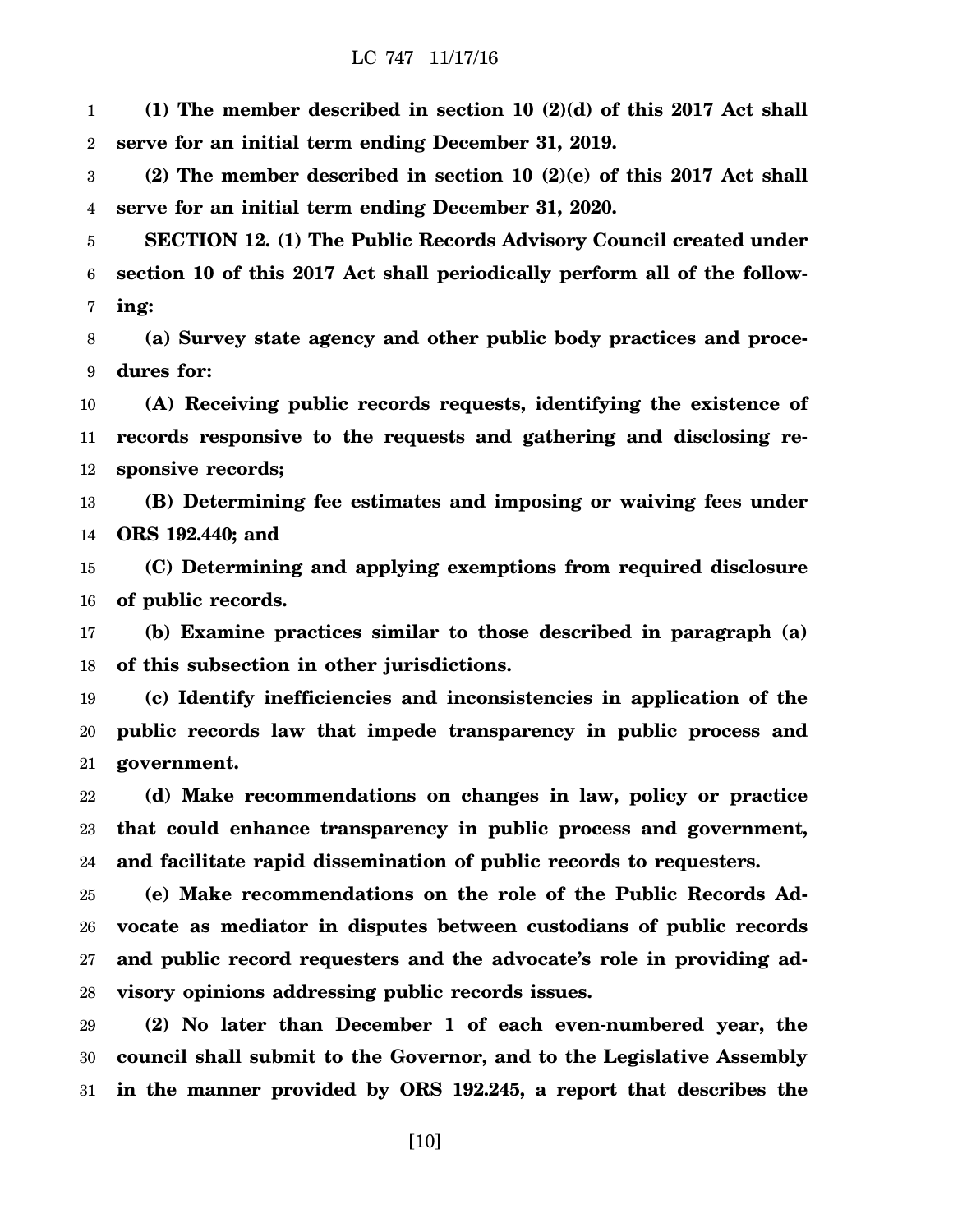**(1) The member described in section 10 (2)(d) of this 2017 Act shall serve for an initial term ending December 31, 2019.**

**(2) The member described in section 10 (2)(e) of this 2017 Act shall serve for an initial term ending December 31, 2020.**

**SECTION 12. (1) The Public Records Advisory Council created under section 10 of this 2017 Act shall periodically perform all of the following:**

**(a) Survey state agency and other public body practices and procedures for:**

**(A) Receiving public records requests, identifying the existence of records responsive to the requests and gathering and disclosing responsive records;**

**(B) Determining fee estimates and imposing or waiving fees under ORS 192.440; and**

**(C) Determining and applying exemptions from required disclosure of public records.**

**(b) Examine practices similar to those described in paragraph (a) of this subsection in other jurisdictions.**

**(c) Identify inefficiencies and inconsistencies in application of the public records law that impede transparency in public process and government.**

**(d) Make recommendations on changes in law, policy or practice that could enhance transparency in public process and government, and facilitate rapid dissemination of public records to requesters.**

**(e) Make recommendations on the role of the Public Records Advocate as mediator in disputes between custodians of public records and public record requesters and the advocate's role in providing advisory opinions addressing public records issues.**

**(2) No later than December 1 of each even-numbered year, the council shall submit to the Governor, and to the Legislative Assembly in the manner provided by ORS 192.245, a report that describes the**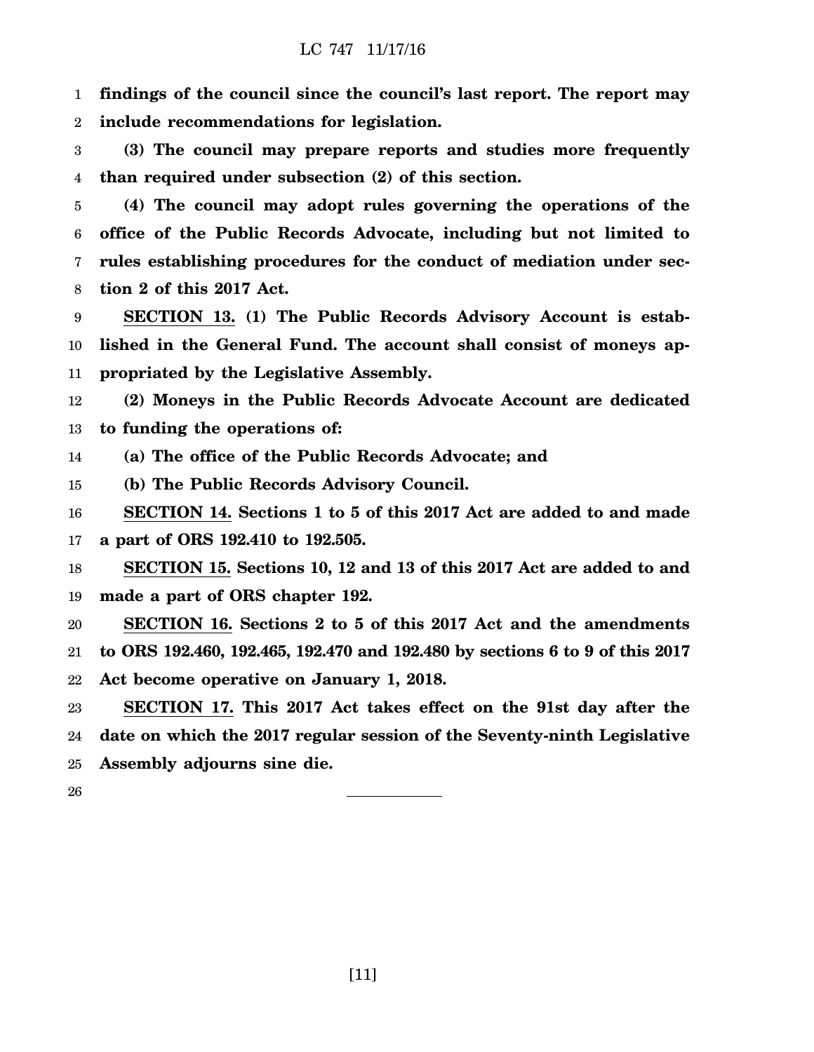**findings of the council since the council's last report. The report may include recommendations for legislation.**

**(3) The council may prepare reports and studies more frequently than required under subsection (2) of this section.**

**(4) The council may adopt rules governing the operations of the office of the Public Records Advocate, including but not limited to rules establishing procedures for the conduct of mediation under section 2 of this 2017 Act.**

**SECTION 13. (1) The Public Records Advisory Account is established in the General Fund. The account shall consist of moneys appropriated by the Legislative Assembly.**

**(2) Moneys in the Public Records Advocate Account are dedicated to funding the operations of:**

**(a) The office of the Public Records Advocate; and**

**(b) The Public Records Advisory Council.**

**SECTION 14. Sections 1 to 5 of this 2017 Act are added to and made a part of ORS 192.410 to 192.505.**

**SECTION 15. Sections 10, 12 and 13 of this 2017 Act are added to and made a part of ORS chapter 192.**

**SECTION 16. Sections 2 to 5 of this 2017 Act and the amendments to ORS 192.460, 192.465, 192.470 and 192.480 by sections 6 to 9 of this 2017 Act become operative on January 1, 2018.**

**SECTION 17. This 2017 Act takes effect on the 91st day after the date on which the 2017 regular session of the Seventy-ninth Legislative Assembly adjourns sine die.**